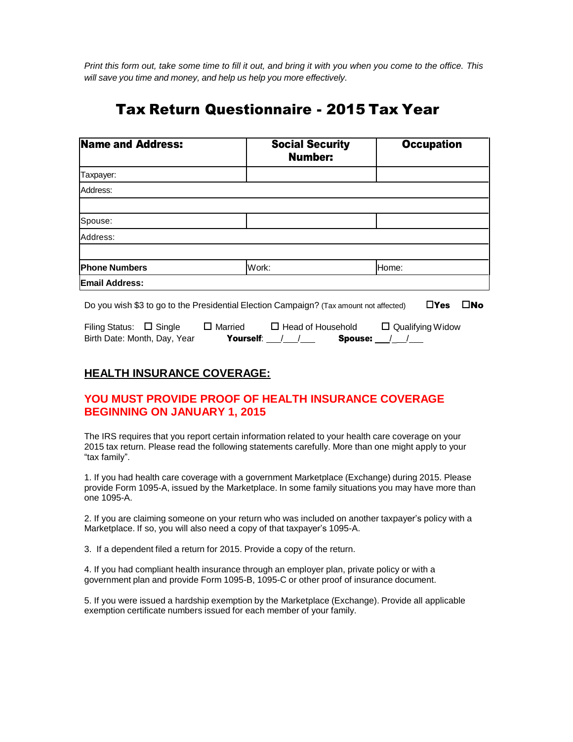*Print this form out, take some time to fill it out, and bring it with you when you come to the office. This will save you time and money, and help us help you more effectively.*

# Tax Return Questionnaire - 2015 Tax Year

| **Name and Address:** | **Social Security Number:** | **Occupation** |
|---|---|---|
| Taxpayer: | | |
| Address: | | |
| | | |
| Spouse: | | |
| Address: | | |
| | | |
| **Phone Numbers** | Work: | Home: |
| **Email Address:** | | |

Do you wish $3 to go to the Presidential Election Campaign? (Tax amount not affected) ☐**Yes** ☐**No**

Filing Status: ☐ Single ☐ Married ☐ Head of Household ☐ Qualifying Widow

Birth Date: Month, Day, Year **Yourself**: ___/___/___ **Spouse:** ___/___/___

## HEALTH INSURANCE COVERAGE:

**YOU MUST PROVIDE PROOF OF HEALTH INSURANCE COVERAGE BEGINNING ON JANUARY 1, 2015**

The IRS requires that you report certain information related to your health care coverage on your 2015 tax return. Please read the following statements carefully. More than one might apply to your "tax family".

1. If you had health care coverage with a government Marketplace (Exchange) during 2015. Please provide Form 1095-A, issued by the Marketplace. In some family situations you may have more than one 1095-A.

2. If you are claiming someone on your return who was included on another taxpayer's policy with a Marketplace. If so, you will also need a copy of that taxpayer's 1095-A.

3. If a dependent filed a return for 2015. Provide a copy of the return.

4. If you had compliant health insurance through an employer plan, private policy or with a government plan and provide Form 1095-B, 1095-C or other proof of insurance document.

5. If you were issued a hardship exemption by the Marketplace (Exchange). Provide all applicable exemption certificate numbers issued for each member of your family.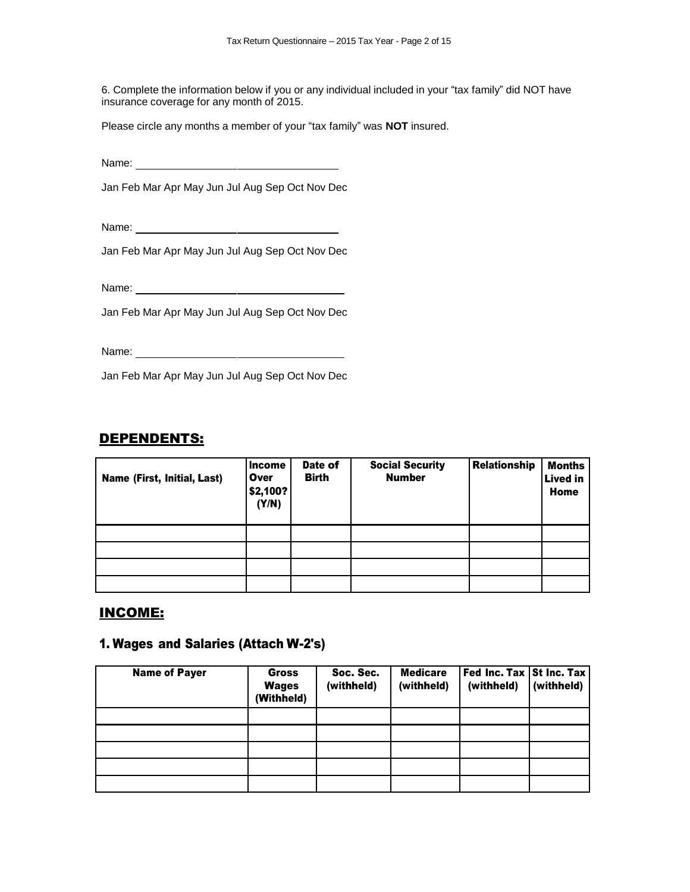6. Complete the information below if you or any individual included in your “tax family” did NOT have insurance coverage for any month of 2015.

Please circle any months a member of your “tax family” was **NOT** insured.

Name: ____________________________________

Jan Feb Mar Apr May Jun Jul Aug Sep Oct Nov Dec

Name: ____________________________________

Jan Feb Mar Apr May Jun Jul Aug Sep Oct Nov Dec

Name: ____________________________________

Jan Feb Mar Apr May Jun Jul Aug Sep Oct Nov Dec

Name: ____________________________________

Jan Feb Mar Apr May Jun Jul Aug Sep Oct Nov Dec

## DEPENDENTS:

| Name (First, Initial, Last) | Income Over $2,100? (Y/N) | Date of Birth | Social Security Number | Relationship | Months Lived in Home |
|---|---|---|---|---|---|
| | | | | | |
| | | | | | |
| | | | | | |
| | | | | | |

## INCOME:

### 1. Wages and Salaries (Attach W-2's)

| Name of Payer | Gross Wages (Withheld) | Soc. Sec. (withheld) | Medicare (withheld) | Fed Inc. Tax (withheld) | St Inc. Tax (withheld) |
|---|---|---|---|---|---|
| | | | | | |
| | | | | | |
| | | | | | |
| | | | | | |
| | | | | | |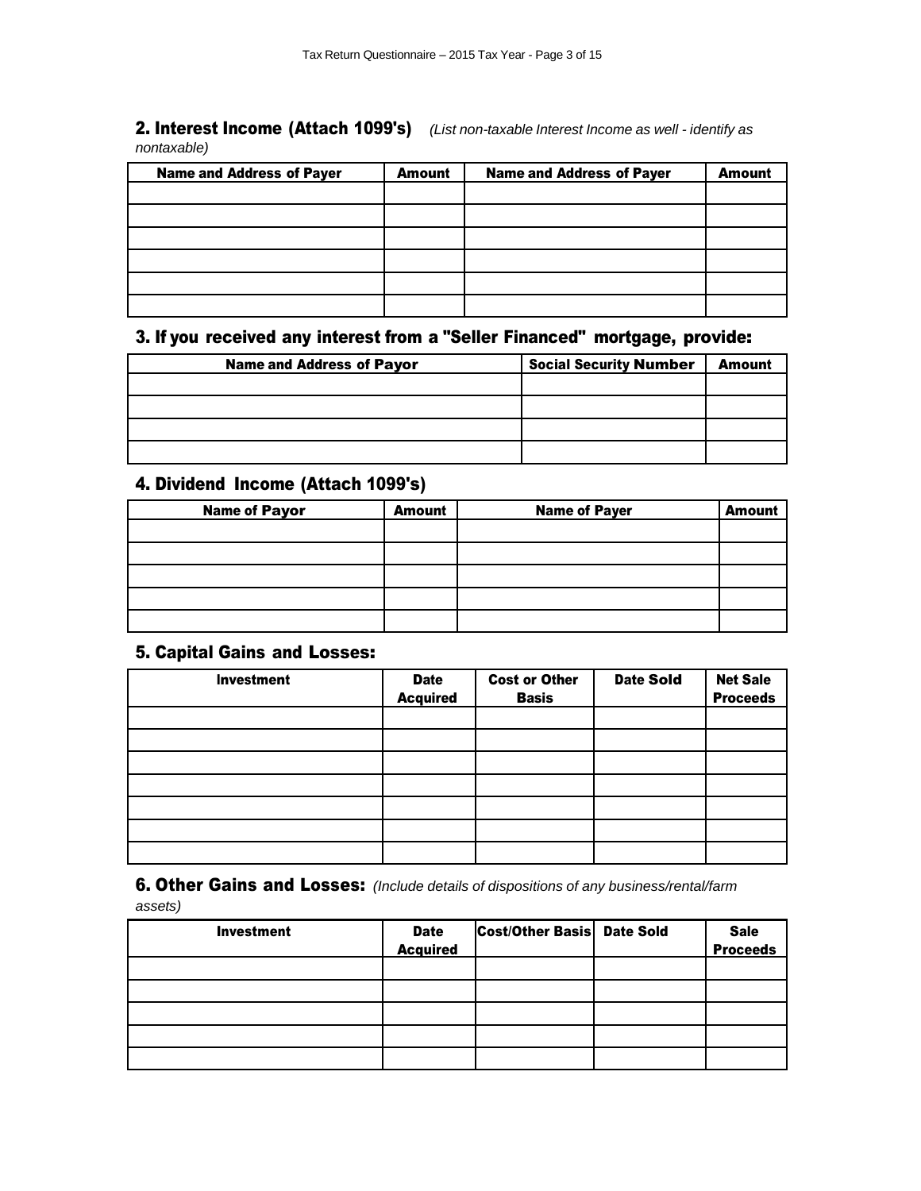## 2. Interest Income (Attach 1099's) *(List non-taxable Interest Income as well - identify as nontaxable)*

| Name and Address of Payer | Amount | Name and Address of Payer | Amount |
|---|---|---|---|
| | | | |
| | | | |
| | | | |
| | | | |
| | | | |
| | | | |

## 3. If you received any interest from a "Seller Financed" mortgage, provide:

| Name and Address of Payor | Social Security Number | Amount |
|---|---|---|
| | | |
| | | |
| | | |
| | | |

## 4. Dividend Income (Attach 1099's)

| Name of Payor | Amount | Name of Payer | Amount |
|---|---|---|---|
| | | | |
| | | | |
| | | | |
| | | | |
| | | | |

## 5. Capital Gains and Losses:

| Investment | Date Acquired | Cost or Other Basis | Date Sold | Net Sale Proceeds |
|---|---|---|---|---|
| | | | | |
| | | | | |
| | | | | |
| | | | | |
| | | | | |
| | | | | |
| | | | | |

## 6. Other Gains and Losses: *(Include details of dispositions of any business/rental/farm assets)*

| Investment | Date Acquired | Cost/Other Basis | Date Sold | Sale Proceeds |
|---|---|---|---|---|
| | | | | |
| | | | | |
| | | | | |
| | | | | |
| | | | | |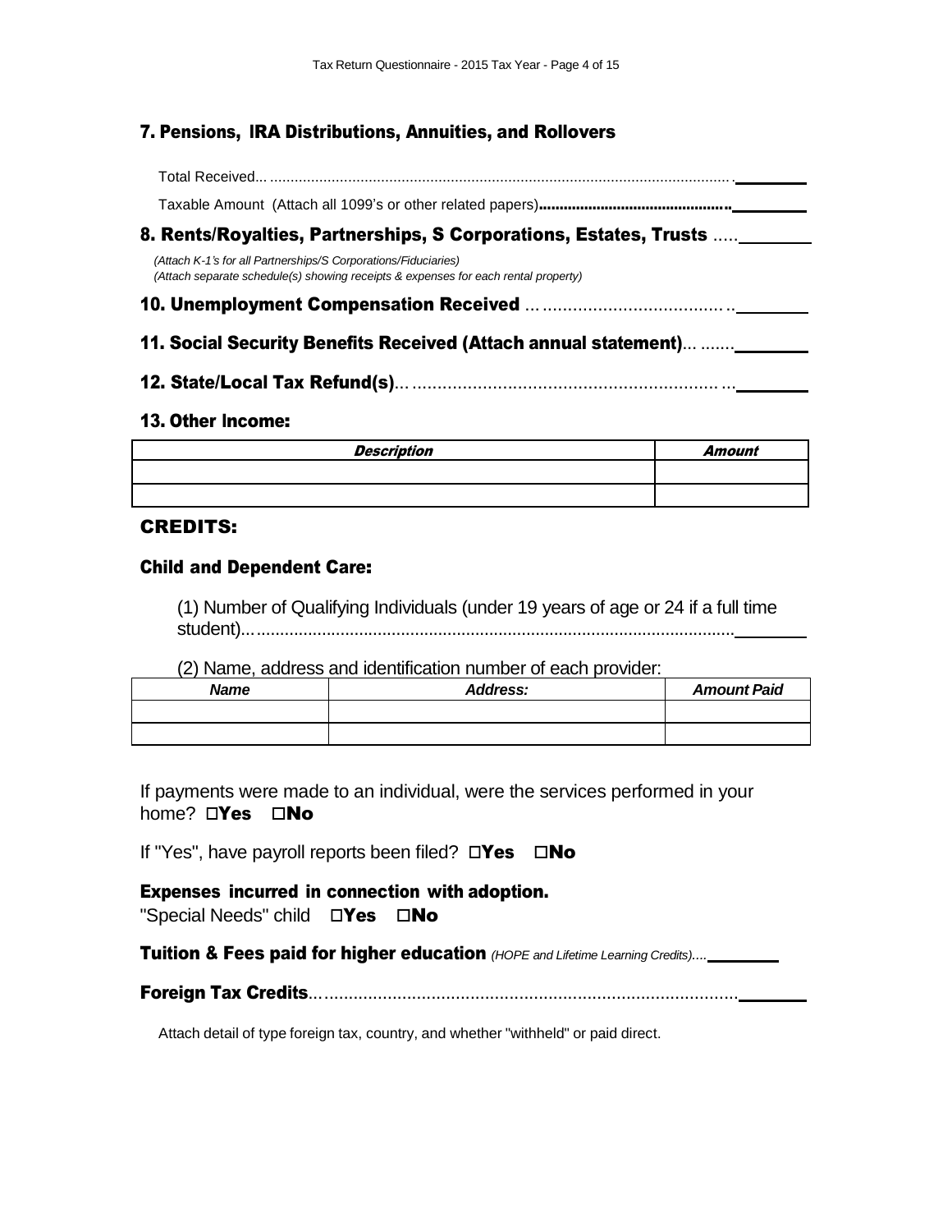## 7. Pensions, IRA Distributions, Annuities, and Rollovers

Total Received... ............................................................................................................... .________

Taxable Amount (Attach all 1099's or other related papers)............................................ ________

## 8. Rents/Royalties, Partnerships, S Corporations, Estates, Trusts .....________

*(Attach K-1's for all Partnerships/S Corporations/Fiduciaries)*
*(Attach separate schedule(s) showing receipts & expenses for each rental property)*

## 10. Unemployment Compensation Received ... .................................... ..________

## 11. Social Security Benefits Received (Attach annual statement)... .......________

## 12. State/Local Tax Refund(s)... ............................................................ ...________

## 13. Other Income:

| *Description* | *Amount* |
|---|---|
| | |
| | |

## CREDITS:

### Child and Dependent Care:

(1) Number of Qualifying Individuals (under 19 years of age or 24 if a full time student)... ....................................................................................................________

(2) Name, address and identification number of each provider:

| *Name* | *Address:* | *Amount Paid* |
|---|---|---|
| | | |
| | | |

If payments were made to an individual, were the services performed in your home? ☐**Yes** ☐**No**

If "Yes", have payroll reports been filed? ☐**Yes** ☐**No**

### Expenses incurred in connection with adoption.

"Special Needs" child ☐**Yes** ☐**No**

**Tuition & Fees paid for higher education** *(HOPE and Lifetime Learning Credits)....*________

**Foreign Tax Credits**... ....................................................................................________

Attach detail of type foreign tax, country, and whether "withheld" or paid direct.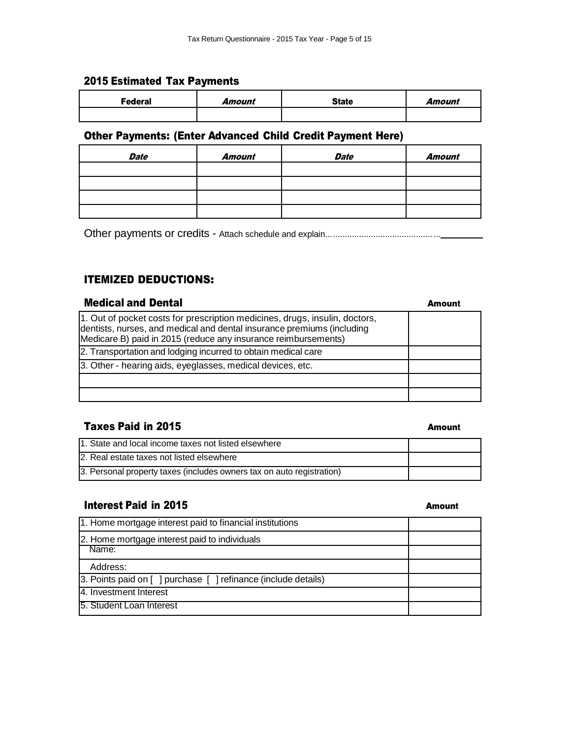## 2015 Estimated Tax Payments

| Federal | *Amount* | State | *Amount* |
|---|---|---|---|
| | | | |

## Other Payments: (Enter Advanced Child Credit Payment Here)

| *Date* | *Amount* | *Date* | *Amount* |
|---|---|---|---|
| | | | |
| | | | |
| | | | |
| | | | |

Other payments or credits - Attach schedule and explain............................................. ________

## ITEMIZED DEDUCTIONS:

### Medical and Dental

| | Amount |
|---|---|
| 1. Out of pocket costs for prescription medicines, drugs, insulin, doctors, dentists, nurses, and medical and dental insurance premiums (including Medicare B) paid in 2015 (reduce any insurance reimbursements) | |
| 2. Transportation and lodging incurred to obtain medical care | |
| 3. Other - hearing aids, eyeglasses, medical devices, etc. | |
| | |
| | |

### Taxes Paid in 2015

| | Amount |
|---|---|
| 1. State and local income taxes not listed elsewhere | |
| 2. Real estate taxes not listed elsewhere | |
| 3. Personal property taxes (includes owners tax on auto registration) | |

### Interest Paid in 2015

| | Amount |
|---|---|
| 1. Home mortgage interest paid to financial institutions | |
| 2. Home mortgage interest paid to individuals | |
| Name: | |
| Address: | |
| 3. Points paid on [ ] purchase [ ] refinance (include details) | |
| 4. Investment Interest | |
| 5. Student Loan Interest | |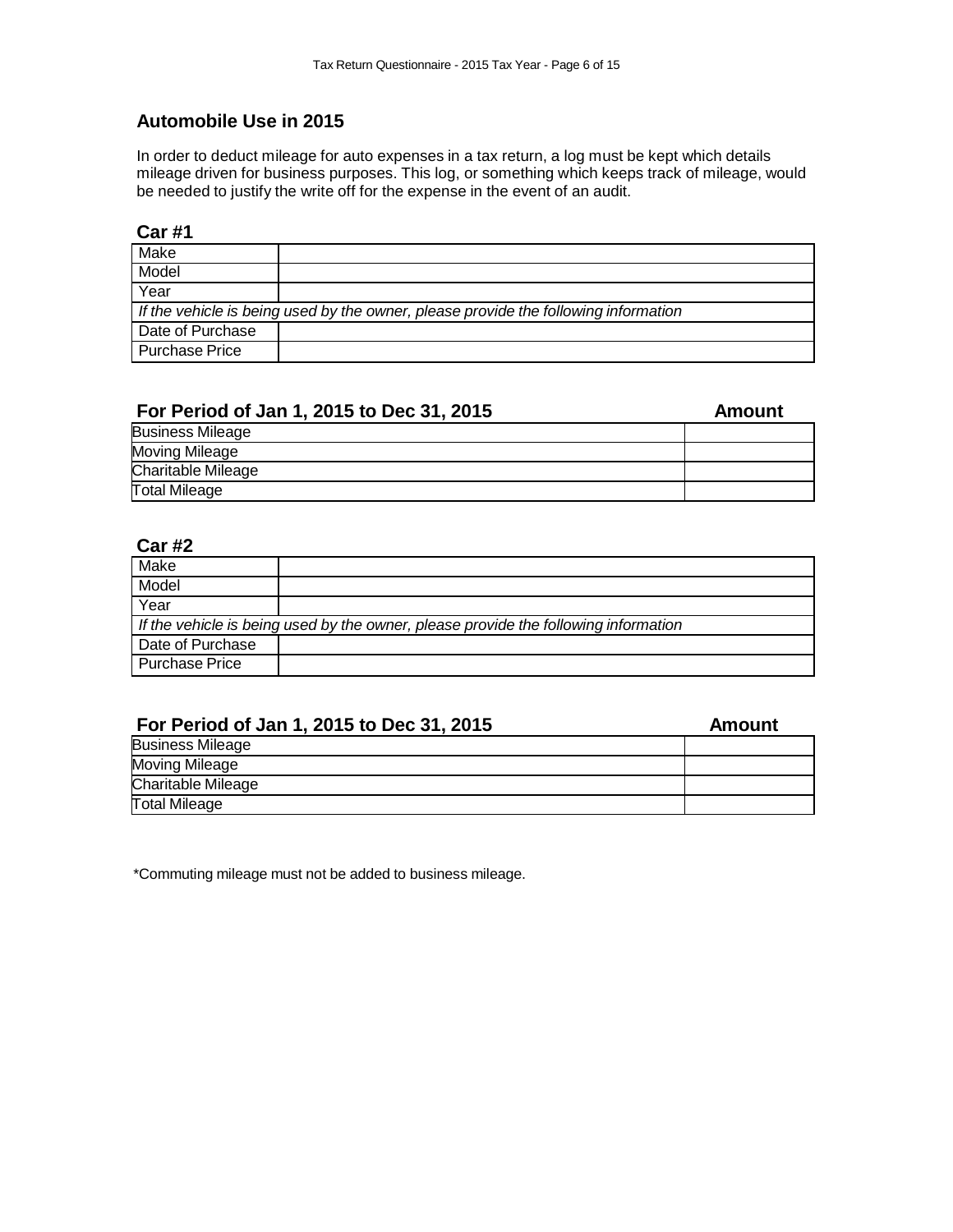## Automobile Use in 2015

In order to deduct mileage for auto expenses in a tax return, a log must be kept which details mileage driven for business purposes. This log, or something which keeps track of mileage, would be needed to justify the write off for the expense in the event of an audit.

### Car #1

| Make | |
|---|---|
| Model | |
| Year | |
| *If the vehicle is being used by the owner, please provide the following information* | |
| Date of Purchase | |
| Purchase Price | |

| For Period of Jan 1, 2015 to Dec 31, 2015 | Amount |
|---|---|
| Business Mileage | |
| Moving Mileage | |
| Charitable Mileage | |
| Total Mileage | |

### Car #2

| Make | |
|---|---|
| Model | |
| Year | |
| *If the vehicle is being used by the owner, please provide the following information* | |
| Date of Purchase | |
| Purchase Price | |

| For Period of Jan 1, 2015 to Dec 31, 2015 | Amount |
|---|---|
| Business Mileage | |
| Moving Mileage | |
| Charitable Mileage | |
| Total Mileage | |

*Commuting mileage must not be added to business mileage.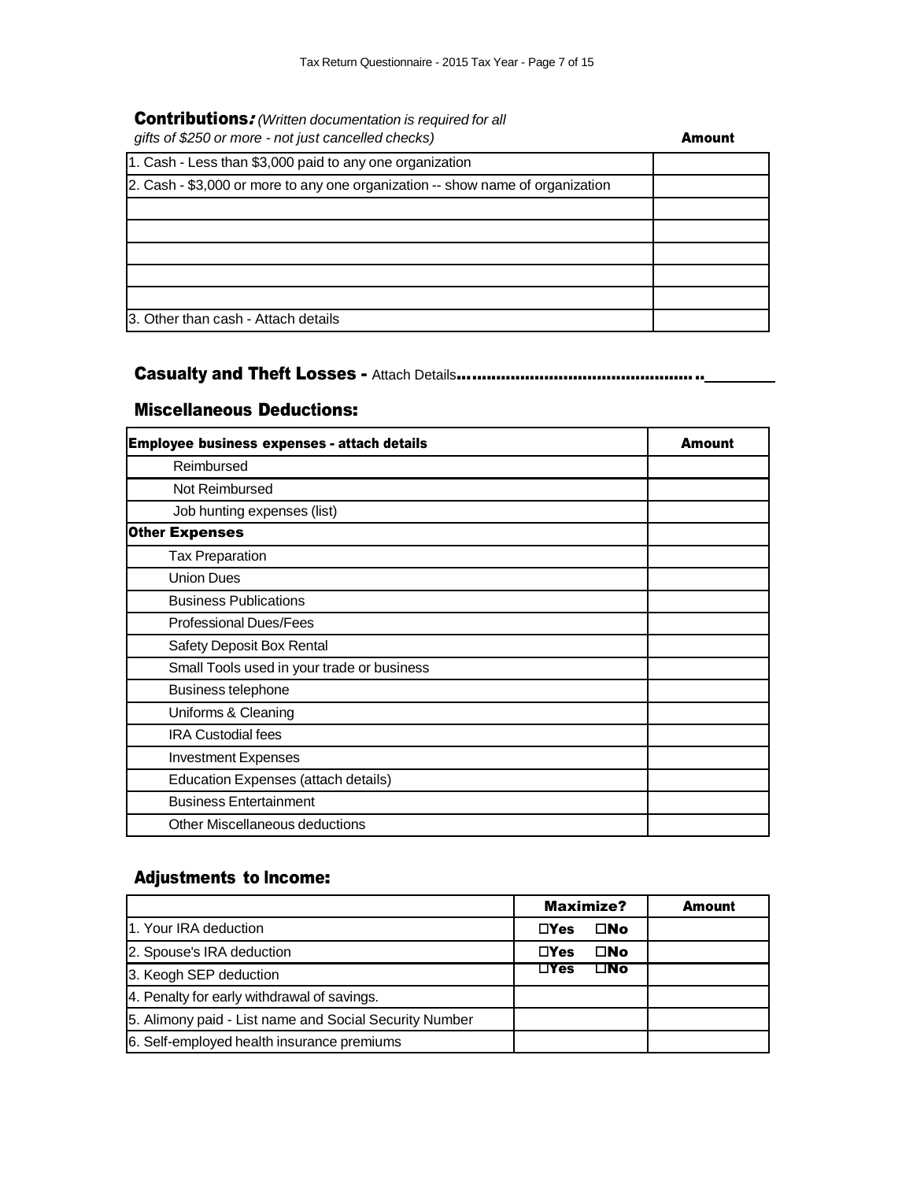## Contributions: *(Written documentation is required for all gifts of $250 or more - not just cancelled checks)*

| | Amount |
|---|---|
| 1. Cash - Less than $3,000 paid to any one organization | |
| 2. Cash - $3,000 or more to any one organization -- show name of organization | |
| | |
| | |
| | |
| | |
| | |
| 3. Other than cash - Attach details | |

## Casualty and Theft Losses - Attach Details............................................... ________

## Miscellaneous Deductions:

| Employee business expenses - attach details | Amount |
|---|---|
| Reimbursed | |
| Not Reimbursed | |
| Job hunting expenses (list) | |
| **Other Expenses** | |
| Tax Preparation | |
| Union Dues | |
| Business Publications | |
| Professional Dues/Fees | |
| Safety Deposit Box Rental | |
| Small Tools used in your trade or business | |
| Business telephone | |
| Uniforms & Cleaning | |
| IRA Custodial fees | |
| Investment Expenses | |
| Education Expenses (attach details) | |
| Business Entertainment | |
| Other Miscellaneous deductions | |

## Adjustments to Income:

| | Maximize? | Amount |
|---|---|---|
| 1. Your IRA deduction | ☐Yes ☐No | |
| 2. Spouse's IRA deduction | ☐Yes ☐No | |
| 3. Keogh SEP deduction | ☐Yes ☐No | |
| 4. Penalty for early withdrawal of savings. | | |
| 5. Alimony paid - List name and Social Security Number | | |
| 6. Self-employed health insurance premiums | | |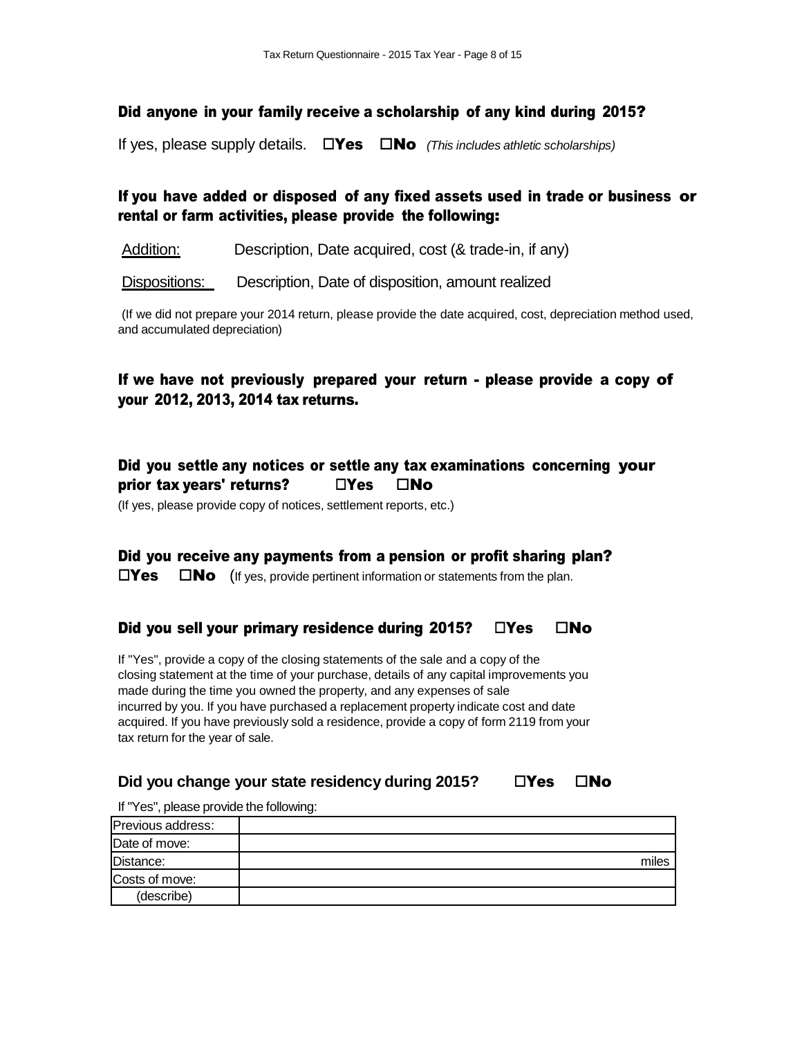### Did anyone in your family receive a scholarship of any kind during 2015?

If yes, please supply details. ☐**Yes** ☐**No** *(This includes athletic scholarships)*

### If you have added or disposed of any fixed assets used in trade or business or rental or farm activities, please provide the following:

Addition: Description, Date acquired, cost (& trade-in, if any)

Dispositions: Description, Date of disposition, amount realized

(If we did not prepare your 2014 return, please provide the date acquired, cost, depreciation method used, and accumulated depreciation)

### If we have not previously prepared your return - please provide a copy of your 2012, 2013, 2014 tax returns.

### Did you settle any notices or settle any tax examinations concerning your prior tax years' returns? ☐Yes ☐No

(If yes, please provide copy of notices, settlement reports, etc.)

### Did you receive any payments from a pension or profit sharing plan?

☐**Yes** ☐**No** (If yes, provide pertinent information or statements from the plan.

### Did you sell your primary residence during 2015? ☐Yes ☐No

If "Yes", provide a copy of the closing statements of the sale and a copy of the closing statement at the time of your purchase, details of any capital improvements you made during the time you owned the property, and any expenses of sale incurred by you. If you have purchased a replacement property indicate cost and date acquired. If you have previously sold a residence, provide a copy of form 2119 from your tax return for the year of sale.

### Did you change your state residency during 2015? ☐Yes ☐No

If "Yes", please provide the following:

| | |
|---|---|
| Previous address: | |
| Date of move: | |
| Distance: | miles |
| Costs of move: | |
| (describe) | |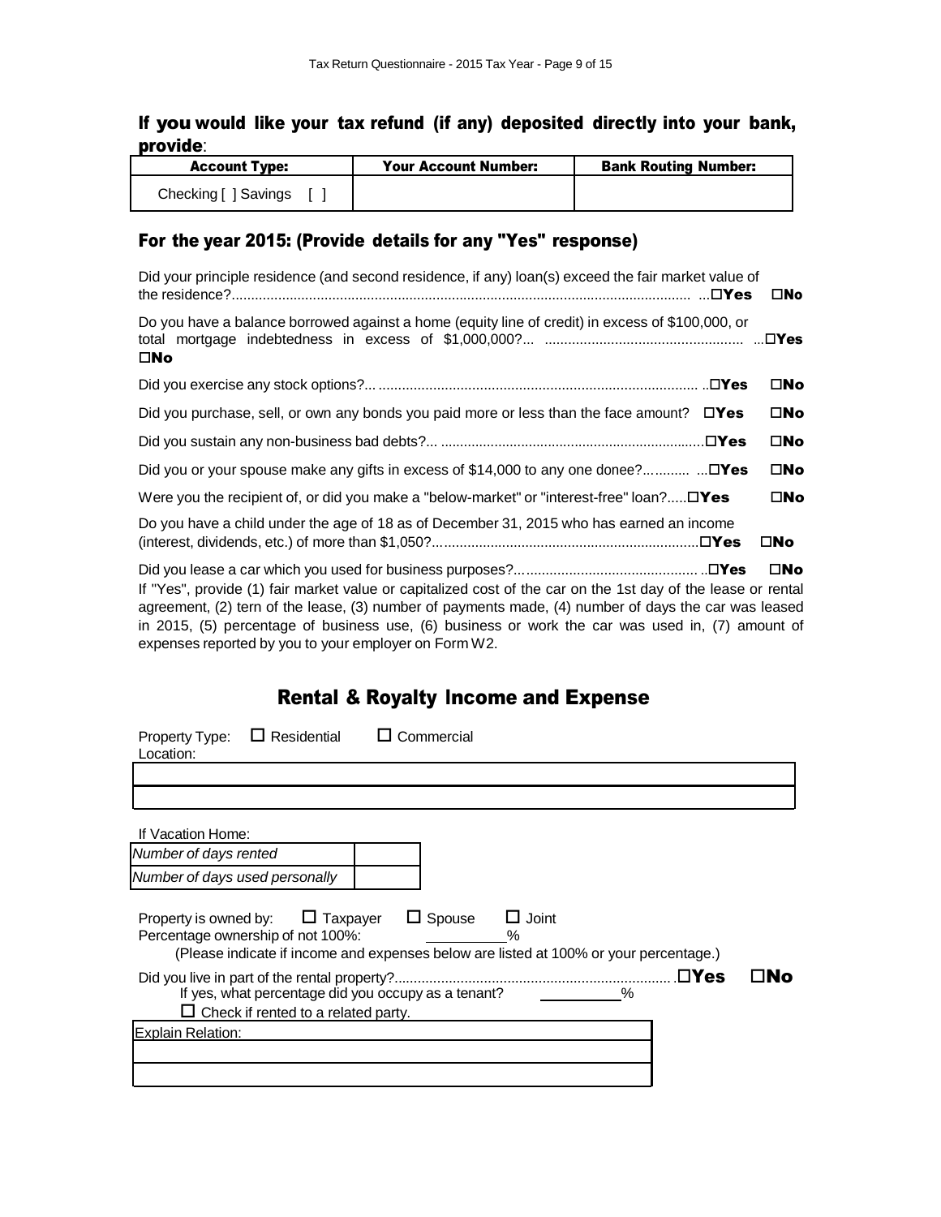## If you would like your tax refund (if any) deposited directly into your bank, provide:

| Account Type: | Your Account Number: | Bank Routing Number: |
| --- | --- | --- |
| Checking [ ] Savings [ ] | | |

## For the year 2015: (Provide details for any "Yes" response)

Did your principle residence (and second residence, if any) loan(s) exceed the fair market value of the residence?...................................................................................................................... ...☐**Yes** ☐**No**

Do you have a balance borrowed against a home (equity line of credit) in excess of $100,000, or total mortgage indebtedness in excess of $1,000,000?... .................................................. ...☐**Yes** ☐**No**

Did you exercise any stock options?... ................................................................................. ..☐**Yes** ☐**No**

Did you purchase, sell, or own any bonds you paid more or less than the face amount? ☐**Yes** ☐**No**

Did you sustain any non-business bad debts?... ..................................................................☐**Yes** ☐**No**

Did you or your spouse make any gifts in excess of $14,000 to any one donee?........... ...☐**Yes** ☐**No**

Were you the recipient of, or did you make a "below-market" or "interest-free" loan?.....☐**Yes** ☐**No**

Do you have a child under the age of 18 as of December 31, 2015 who has earned an income (interest, dividends, etc.) of more than $1,050?....................................................................☐**Yes** ☐**No**

Did you lease a car which you used for business purposes?.............................................. ..☐**Yes** ☐**No**

If "Yes", provide (1) fair market value or capitalized cost of the car on the 1st day of the lease or rental agreement, (2) tern of the lease, (3) number of payments made, (4) number of days the car was leased in 2015, (5) percentage of business use, (6) business or work the car was used in, (7) amount of expenses reported by you to your employer on Form W2.

# Rental & Royalty Income and Expense

Property Type: ☐ Residential ☐ Commercial

Location:

| |
| --- |
| |

If Vacation Home:

| | |
| --- | --- |
| *Number of days rented* | |
| *Number of days used personally* | |

Property is owned by: ☐ Taxpayer ☐ Spouse ☐ Joint

Percentage ownership of not 100%: ________%

(Please indicate if income and expenses below are listed at 100% or your percentage.)

Did you live in part of the rental property?......................................................................☐**Yes** ☐**No**

If yes, what percentage did you occupy as a tenant? ________%

☐ Check if rented to a related party.

| Explain Relation: |
| --- |
| |
| |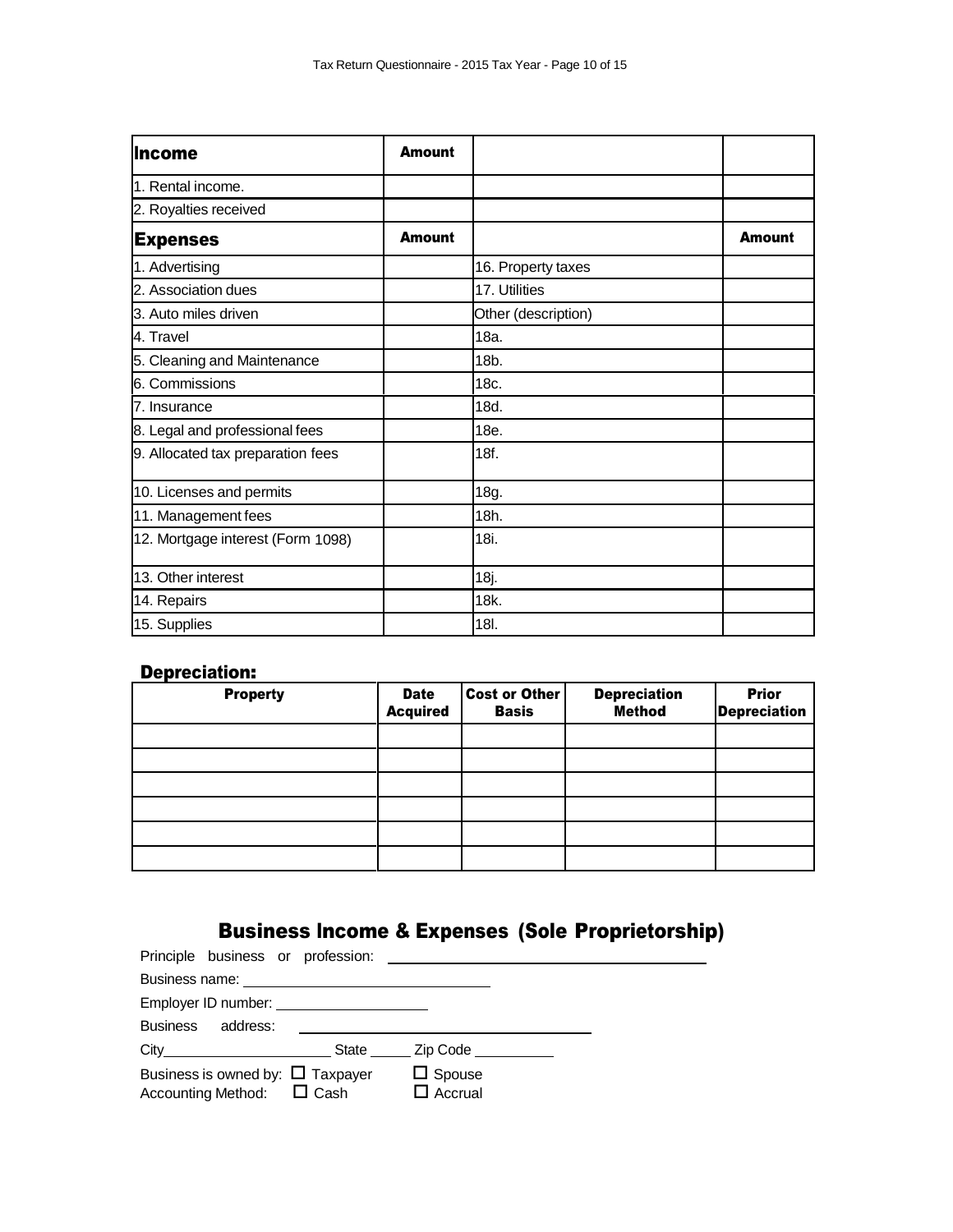| Income | Amount | | |
|---|---|---|---|
| 1. Rental income. | | | |
| 2. Royalties received | | | |
| **Expenses** | **Amount** | | **Amount** |
| 1. Advertising | | 16. Property taxes | |
| 2. Association dues | | 17. Utilities | |
| 3. Auto miles driven | | Other (description) | |
| 4. Travel | | 18a. | |
| 5. Cleaning and Maintenance | | 18b. | |
| 6. Commissions | | 18c. | |
| 7. Insurance | | 18d. | |
| 8. Legal and professional fees | | 18e. | |
| 9. Allocated tax preparation fees | | 18f. | |
| 10. Licenses and permits | | 18g. | |
| 11. Management fees | | 18h. | |
| 12. Mortgage interest (Form 1098) | | 18i. | |
| 13. Other interest | | 18j. | |
| 14. Repairs | | 18k. | |
| 15. Supplies | | 18l. | |

### Depreciation:

| Property | Date Acquired | Cost or Other Basis | Depreciation Method | Prior Depreciation |
|---|---|---|---|---|
| | | | | |
| | | | | |
| | | | | |
| | | | | |
| | | | | |
| | | | | |

## Business Income & Expenses (Sole Proprietorship)

Principle business or profession: ______________________________

Business name: ______________________________

Employer ID number: ____________________

Business address: ______________________________

City______________________ State _____ Zip Code __________

Business is owned by: ☐ Taxpayer ☐ Spouse

Accounting Method: ☐ Cash ☐ Accrual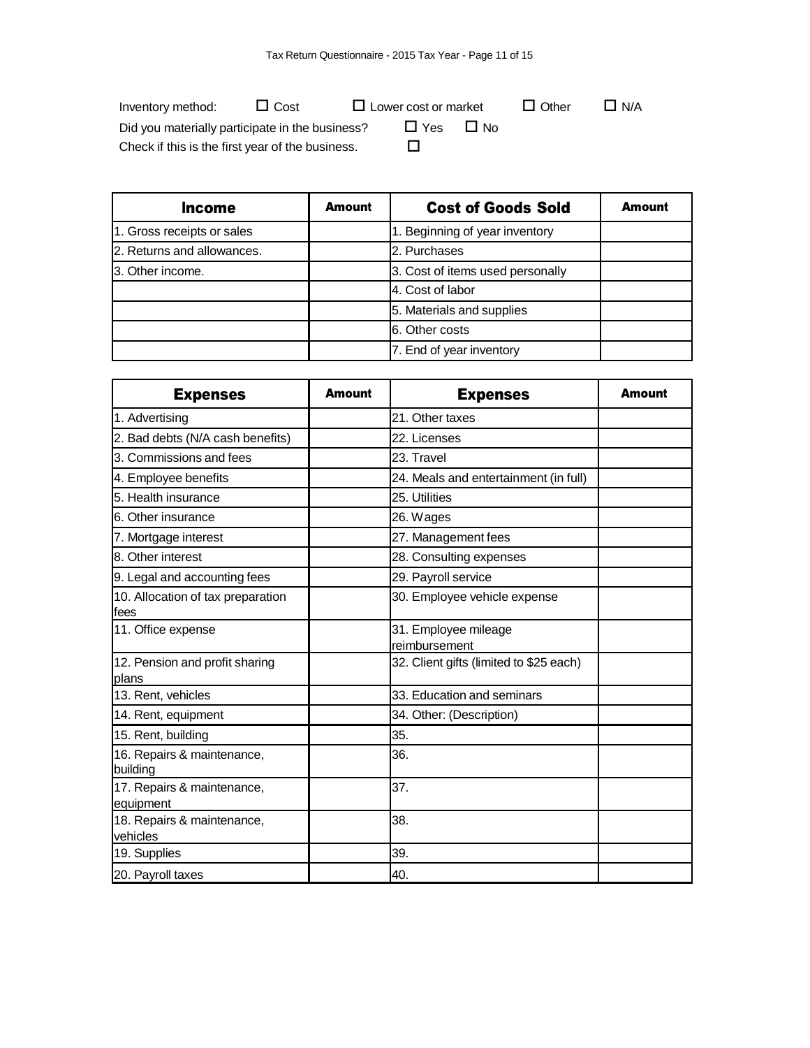Inventory method: ☐ Cost ☐ Lower cost or market ☐ Other ☐ N/A

Did you materially participate in the business? ☐ Yes ☐ No

Check if this is the first year of the business. ☐

| Income | Amount | Cost of Goods Sold | Amount |
|---|---|---|---|
| 1. Gross receipts or sales | | 1. Beginning of year inventory | |
| 2. Returns and allowances. | | 2. Purchases | |
| 3. Other income. | | 3. Cost of items used personally | |
| | | 4. Cost of labor | |
| | | 5. Materials and supplies | |
| | | 6. Other costs | |
| | | 7. End of year inventory | |

| Expenses | Amount | Expenses | Amount |
|---|---|---|---|
| 1. Advertising | | 21. Other taxes | |
| 2. Bad debts (N/A cash benefits) | | 22. Licenses | |
| 3. Commissions and fees | | 23. Travel | |
| 4. Employee benefits | | 24. Meals and entertainment (in full) | |
| 5. Health insurance | | 25. Utilities | |
| 6. Other insurance | | 26. Wages | |
| 7. Mortgage interest | | 27. Management fees | |
| 8. Other interest | | 28. Consulting expenses | |
| 9. Legal and accounting fees | | 29. Payroll service | |
| 10. Allocation of tax preparation fees | | 30. Employee vehicle expense | |
| 11. Office expense | | 31. Employee mileage reimbursement | |
| 12. Pension and profit sharing plans | | 32. Client gifts (limited to $25 each) | |
| 13. Rent, vehicles | | 33. Education and seminars | |
| 14. Rent, equipment | | 34. Other: (Description) | |
| 15. Rent, building | | 35. | |
| 16. Repairs & maintenance, building | | 36. | |
| 17. Repairs & maintenance, equipment | | 37. | |
| 18. Repairs & maintenance, vehicles | | 38. | |
| 19. Supplies | | 39. | |
| 20. Payroll taxes | | 40. | |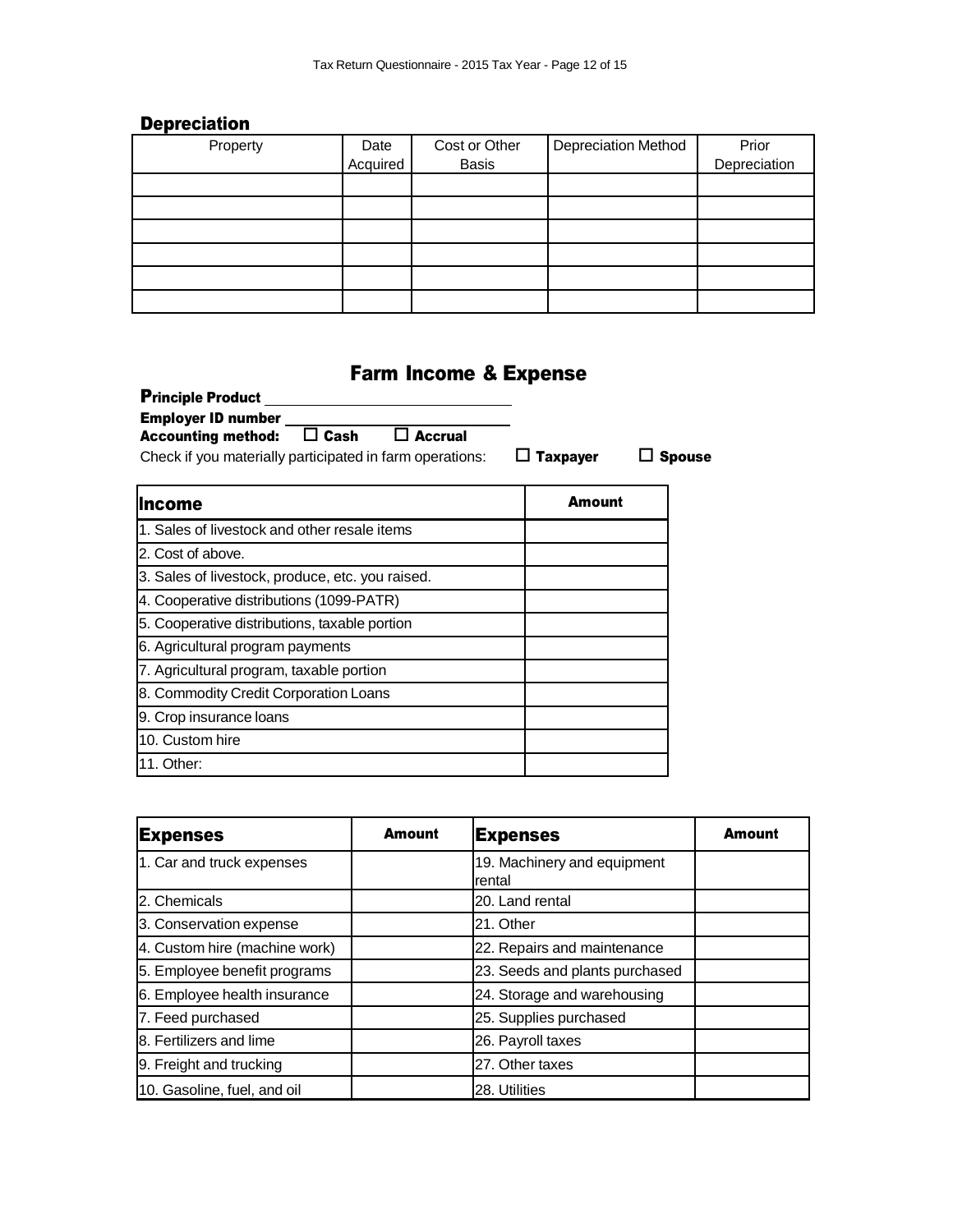## Depreciation

| Property | Date Acquired | Cost or Other Basis | Depreciation Method | Prior Depreciation |
|---|---|---|---|---|
| | | | | |
| | | | | |
| | | | | |
| | | | | |
| | | | | |
| | | | | |

## Farm Income & Expense

**Principle Product** ______________________________

**Employer ID number** ______________________________

**Accounting method:** ☐ **Cash** ☐ **Accrual**

Check if you materially participated in farm operations: ☐ **Taxpayer** ☐ **Spouse**

| Income | Amount |
|---|---|
| 1. Sales of livestock and other resale items | |
| 2. Cost of above. | |
| 3. Sales of livestock, produce, etc. you raised. | |
| 4. Cooperative distributions (1099-PATR) | |
| 5. Cooperative distributions, taxable portion | |
| 6. Agricultural program payments | |
| 7. Agricultural program, taxable portion | |
| 8. Commodity Credit Corporation Loans | |
| 9. Crop insurance loans | |
| 10. Custom hire | |
| 11. Other: | |

| Expenses | Amount | Expenses | Amount |
|---|---|---|---|
| 1. Car and truck expenses | | 19. Machinery and equipment rental | |
| 2. Chemicals | | 20. Land rental | |
| 3. Conservation expense | | 21. Other | |
| 4. Custom hire (machine work) | | 22. Repairs and maintenance | |
| 5. Employee benefit programs | | 23. Seeds and plants purchased | |
| 6. Employee health insurance | | 24. Storage and warehousing | |
| 7. Feed purchased | | 25. Supplies purchased | |
| 8. Fertilizers and lime | | 26. Payroll taxes | |
| 9. Freight and trucking | | 27. Other taxes | |
| 10. Gasoline, fuel, and oil | | 28. Utilities | |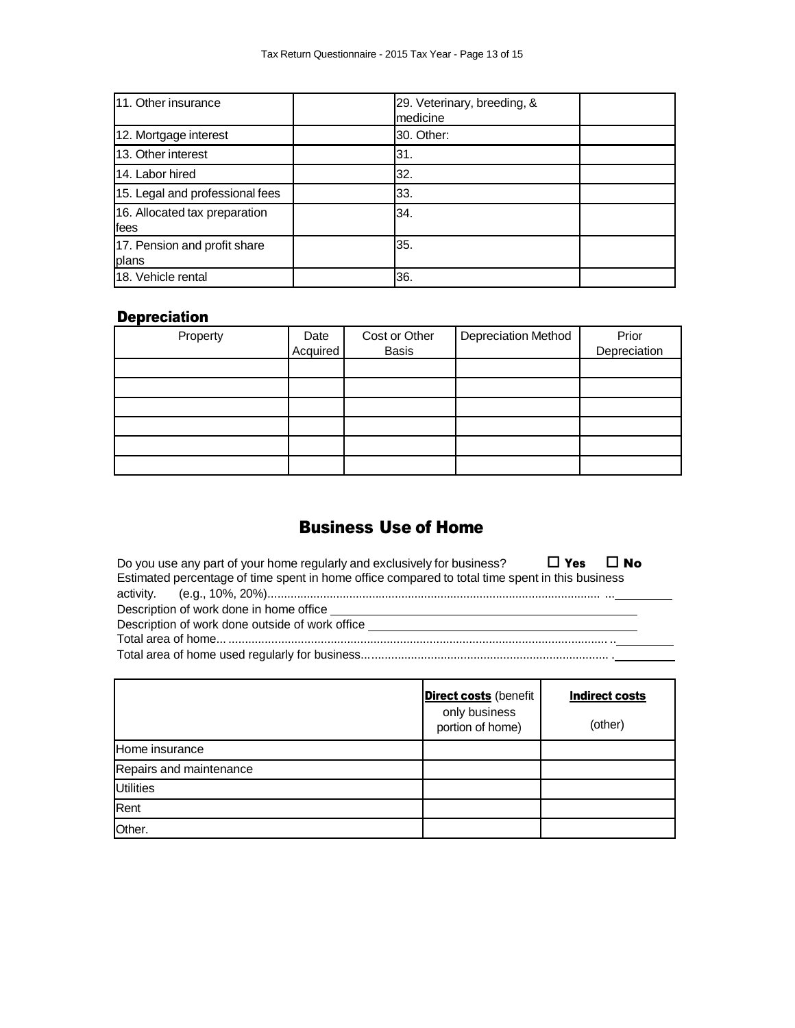| | | | |
|---|---|---|---|
| 11. Other insurance | | 29. Veterinary, breeding, & medicine | |
| 12. Mortgage interest | | 30. Other: | |
| 13. Other interest | | 31. | |
| 14. Labor hired | | 32. | |
| 15. Legal and professional fees | | 33. | |
| 16. Allocated tax preparation fees | | 34. | |
| 17. Pension and profit share plans | | 35. | |
| 18. Vehicle rental | | 36. | |

### Depreciation

| Property | Date Acquired | Cost or Other Basis | Depreciation Method | Prior Depreciation |
|---|---|---|---|---|
| | | | | |
| | | | | |
| | | | | |
| | | | | |
| | | | | |
| | | | | |

## Business Use of Home

Do you use any part of your home regularly and exclusively for business? ☐ **Yes** ☐ **No**

Estimated percentage of time spent in home office compared to total time spent in this business activity. (e.g., 10%, 20%).................................................................................................... ...\_\_\_\_\_\_\_\_\_

Description of work done in home office \_\_\_\_\_\_\_\_\_\_\_\_\_\_\_\_\_\_\_\_\_\_\_\_\_\_\_\_\_\_\_\_\_\_\_\_\_\_\_\_

Description of work done outside of work office \_\_\_\_\_\_\_\_\_\_\_\_\_\_\_\_\_\_\_\_\_\_\_\_\_\_\_\_\_\_\_\_\_\_\_\_\_\_\_\_

Total area of home......................................................................................................................\_\_\_\_\_\_\_\_\_

Total area of home used regularly for business...........................................................................\_\_\_\_\_\_\_\_\_

| | **Direct costs** (benefit only business portion of home) | **Indirect costs** (other) |
|---|---|---|
| Home insurance | | |
| Repairs and maintenance | | |
| Utilities | | |
| Rent | | |
| Other. | | |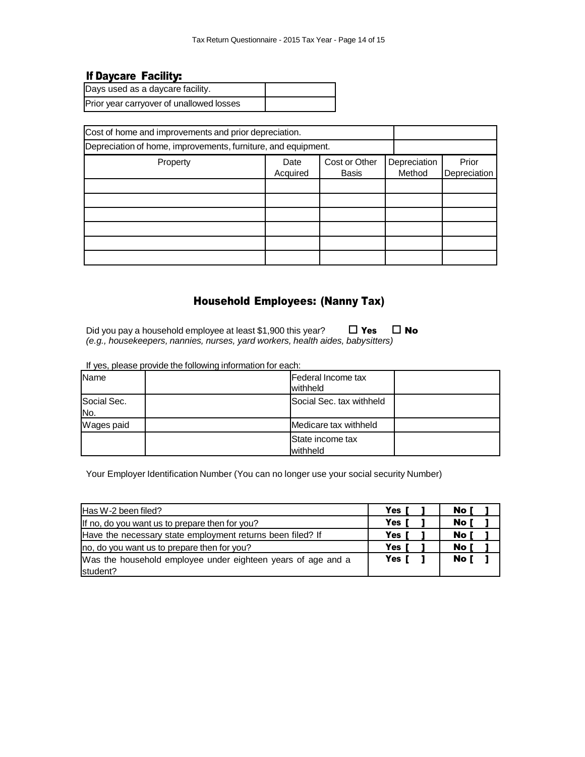### If Daycare Facility:

| Days used as a daycare facility. | |
|---|---|
| Prior year carryover of unallowed losses | |

| Cost of home and improvements and prior depreciation. | | | | |
|---|---|---|---|---|
| Depreciation of home, improvements, furniture, and equipment. | | | | |
| Property | Date Acquired | Cost or Other Basis | Depreciation Method | Prior Depreciation |
| | | | | |
| | | | | |
| | | | | |
| | | | | |
| | | | | |
| | | | | |

## Household Employees: (Nanny Tax)

Did you pay a household employee at least $1,900 this year? ☐ **Yes** ☐ **No**
*(e.g., housekeepers, nannies, nurses, yard workers, health aides, babysitters)*

If yes, please provide the following information for each:

| Name | | Federal Income tax withheld | |
|---|---|---|---|
| Social Sec. No. | | Social Sec. tax withheld | |
| Wages paid | | Medicare tax withheld | |
| | | State income tax withheld | |

Your Employer Identification Number (You can no longer use your social security Number)

| | | |
|---|---|---|
| Has W-2 been filed? | **Yes [ ]** | **No [ ]** |
| If no, do you want us to prepare then for you? | **Yes [ ]** | **No [ ]** |
| Have the necessary state employment returns been filed? If | **Yes [ ]** | **No [ ]** |
| no, do you want us to prepare then for you? | **Yes [ ]** | **No [ ]** |
| Was the household employee under eighteen years of age and a student? | **Yes [ ]** | **No [ ]** |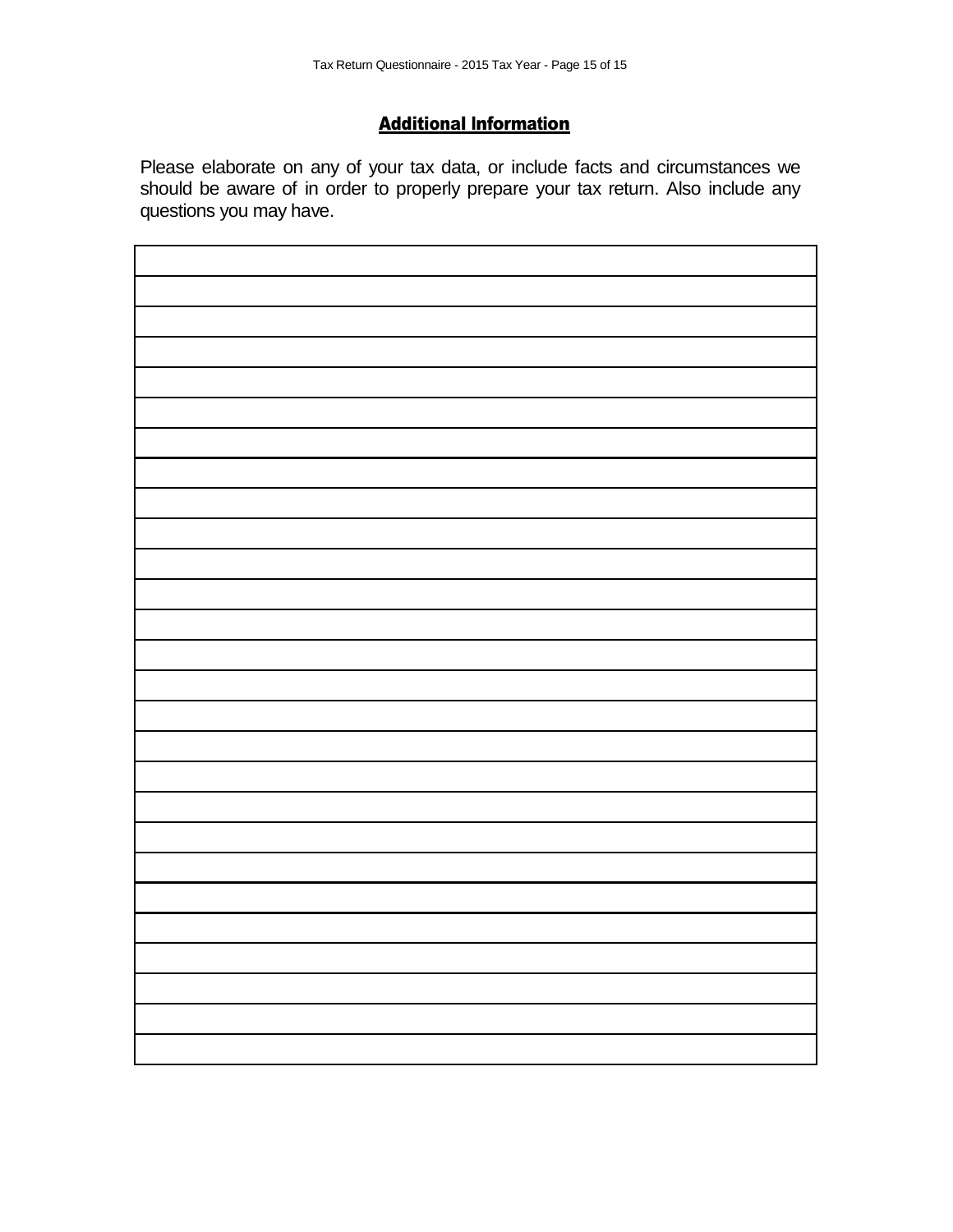## Additional Information

Please elaborate on any of your tax data, or include facts and circumstances we should be aware of in order to properly prepare your tax return. Also include any questions you may have.

| |
|---|
| |
| |
| |
| |
| |
| |
| |
| |
| |
| |
| |
| |
| |
| |
| |
| |
| |
| |
| |
| |
| |
| |
| |
| |
| |
| |